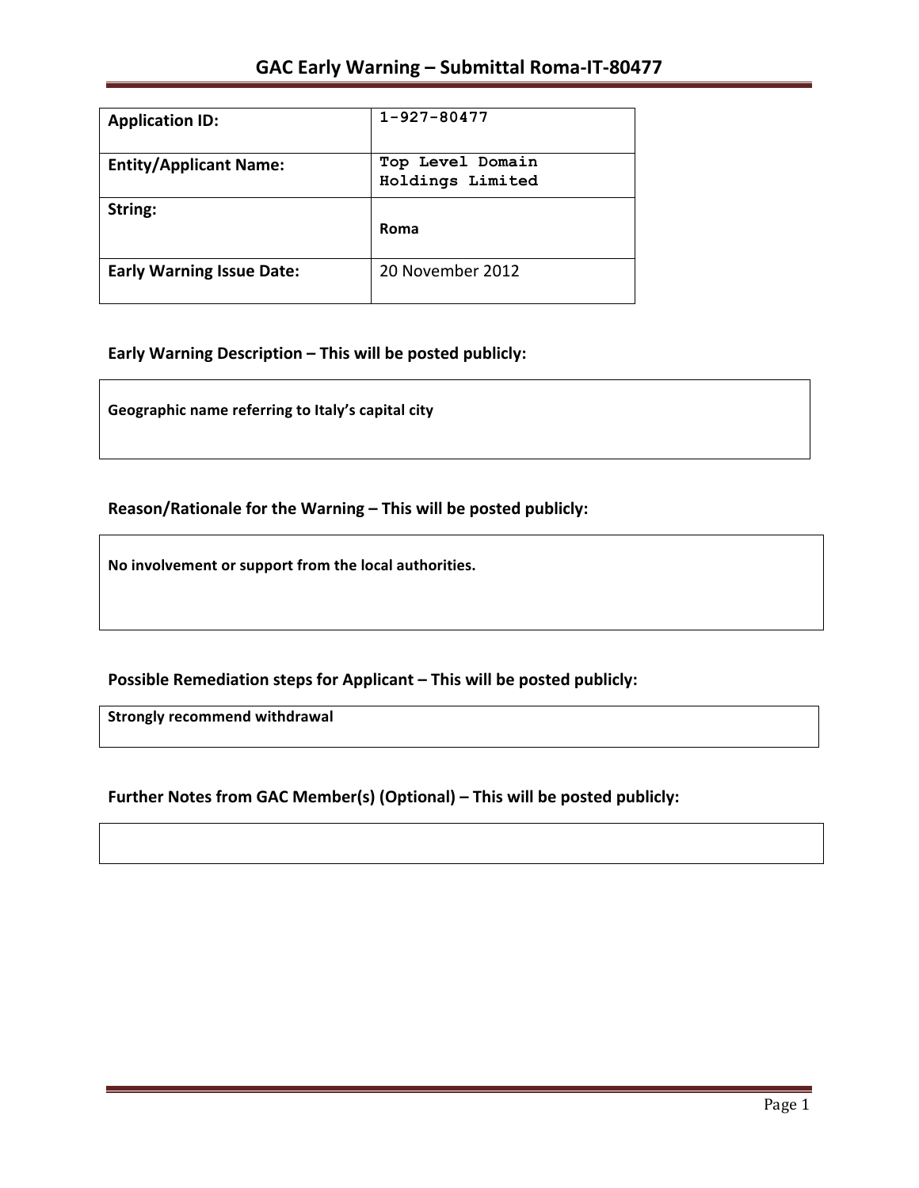# GAC Early Warning – Submittal Roma-IT-80477

| | |
|---|---|
| **Application ID:** | 1-927-80477 |
| **Entity/Applicant Name:** | Top Level Domain Holdings Limited |
| **String:** | **Roma** |
| **Early Warning Issue Date:** | 20 November 2012 |

## Early Warning Description – This will be posted publicly:

**Geographic name referring to Italy's capital city**

## Reason/Rationale for the Warning – This will be posted publicly:

**No involvement or support from the local authorities.**

## Possible Remediation steps for Applicant – This will be posted publicly:

**Strongly recommend withdrawal**

## Further Notes from GAC Member(s) (Optional) – This will be posted publicly: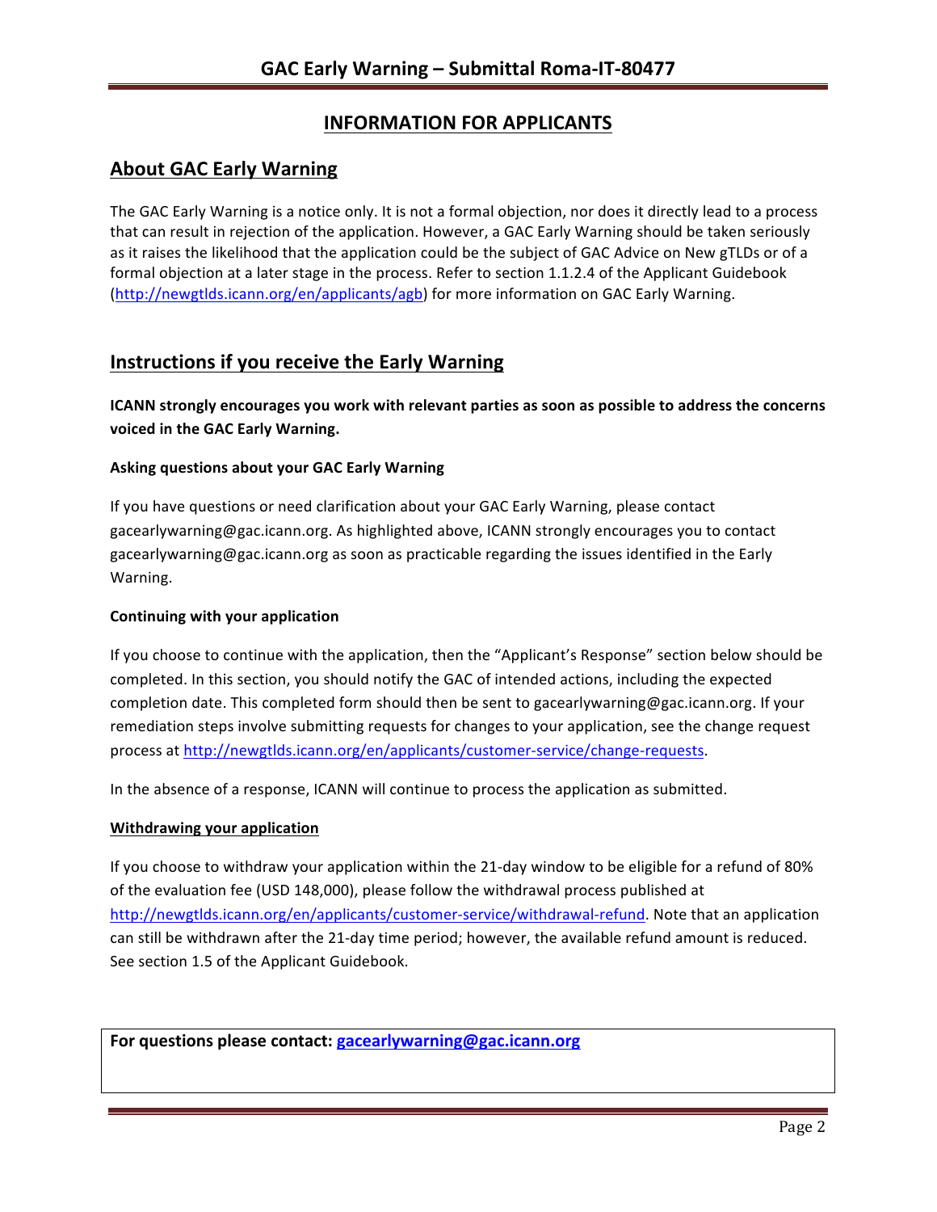# INFORMATION FOR APPLICANTS

## About GAC Early Warning

The GAC Early Warning is a notice only. It is not a formal objection, nor does it directly lead to a process that can result in rejection of the application. However, a GAC Early Warning should be taken seriously as it raises the likelihood that the application could be the subject of GAC Advice on New gTLDs or of a formal objection at a later stage in the process. Refer to section 1.1.2.4 of the Applicant Guidebook (http://newgtlds.icann.org/en/applicants/agb) for more information on GAC Early Warning.

## Instructions if you receive the Early Warning

**ICANN strongly encourages you work with relevant parties as soon as possible to address the concerns voiced in the GAC Early Warning.**

### Asking questions about your GAC Early Warning

If you have questions or need clarification about your GAC Early Warning, please contact gacearlywarning@gac.icann.org. As highlighted above, ICANN strongly encourages you to contact gacearlywarning@gac.icann.org as soon as practicable regarding the issues identified in the Early Warning.

### Continuing with your application

If you choose to continue with the application, then the "Applicant's Response" section below should be completed. In this section, you should notify the GAC of intended actions, including the expected completion date. This completed form should then be sent to gacearlywarning@gac.icann.org. If your remediation steps involve submitting requests for changes to your application, see the change request process at http://newgtlds.icann.org/en/applicants/customer-service/change-requests.

In the absence of a response, ICANN will continue to process the application as submitted.

### Withdrawing your application

If you choose to withdraw your application within the 21-day window to be eligible for a refund of 80% of the evaluation fee (USD 148,000), please follow the withdrawal process published at http://newgtlds.icann.org/en/applicants/customer-service/withdrawal-refund. Note that an application can still be withdrawn after the 21-day time period; however, the available refund amount is reduced. See section 1.5 of the Applicant Guidebook.

**For questions please contact: gacearlywarning@gac.icann.org**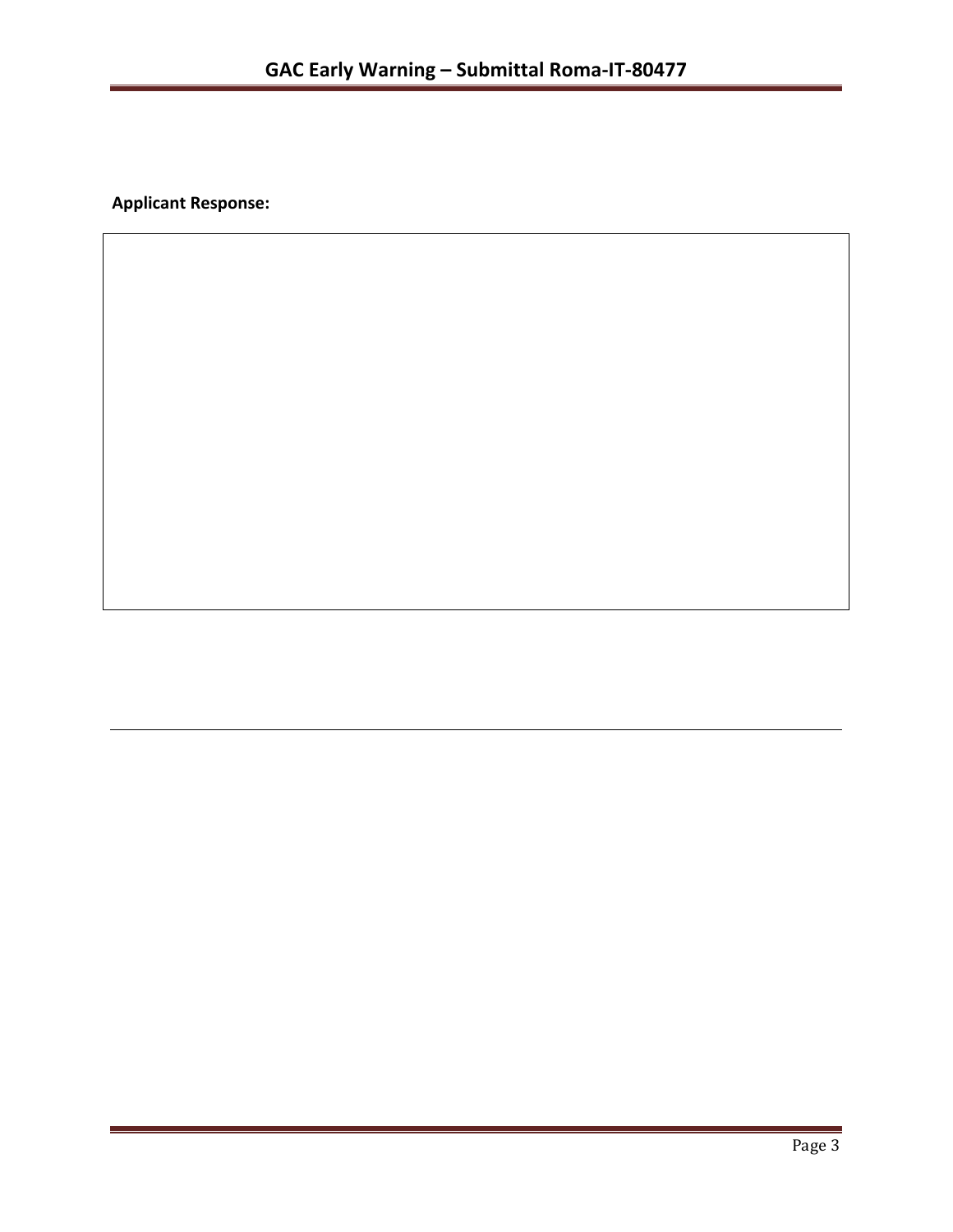**Applicant Response:**